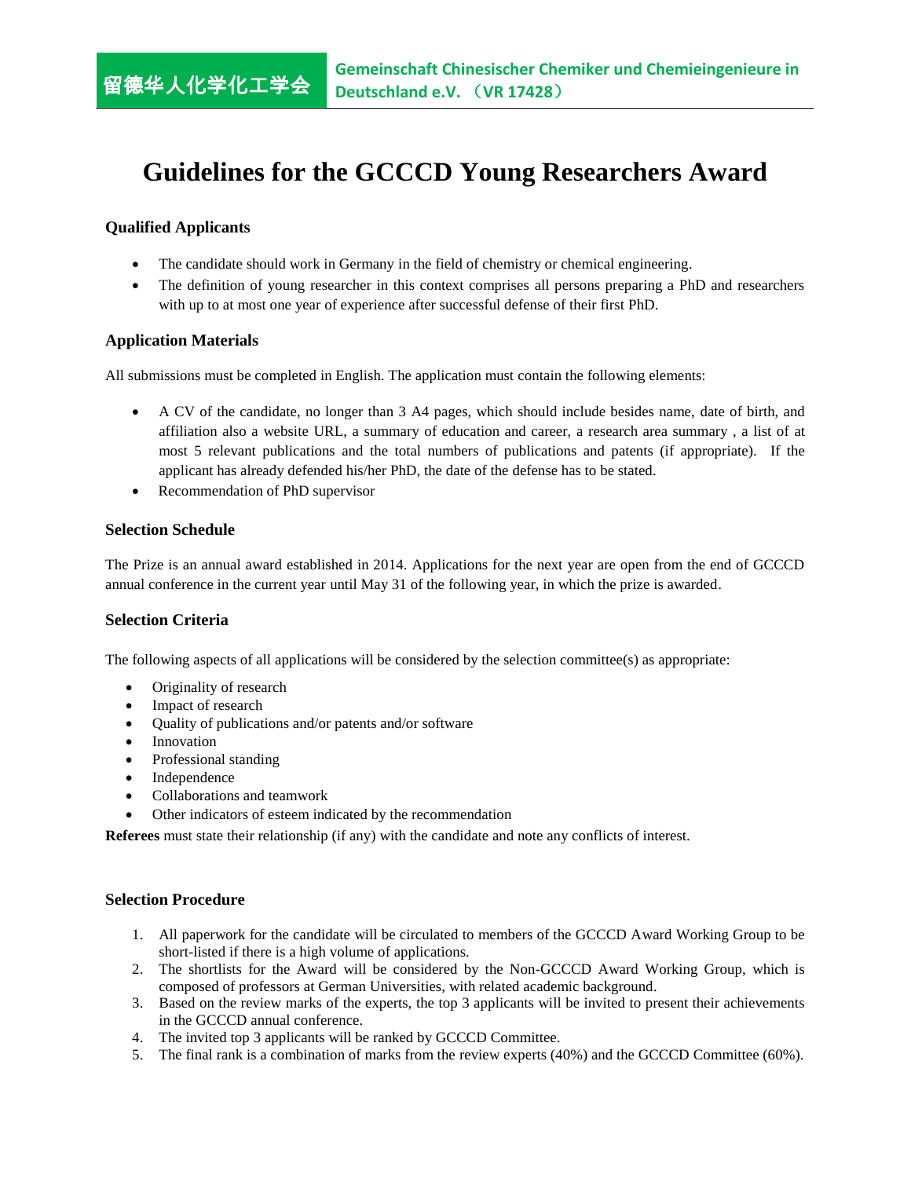留德华人化学化工学会 **Gemeinschaft Chinesischer Chemiker und Chemieingenieure in Deutschland e.V. （VR 17428）**

# Guidelines for the GCCCD Young Researchers Award

### Qualified Applicants

- The candidate should work in Germany in the field of chemistry or chemical engineering.
- The definition of young researcher in this context comprises all persons preparing a PhD and researchers with up to at most one year of experience after successful defense of their first PhD.

### Application Materials

All submissions must be completed in English. The application must contain the following elements:

- A CV of the candidate, no longer than 3 A4 pages, which should include besides name, date of birth, and affiliation also a website URL, a summary of education and career, a research area summary , a list of at most 5 relevant publications and the total numbers of publications and patents (if appropriate). If the applicant has already defended his/her PhD, the date of the defense has to be stated.
- Recommendation of PhD supervisor

### Selection Schedule

The Prize is an annual award established in 2014. Applications for the next year are open from the end of GCCCD annual conference in the current year until May 31 of the following year, in which the prize is awarded.

### Selection Criteria

The following aspects of all applications will be considered by the selection committee(s) as appropriate:

- Originality of research
- Impact of research
- Quality of publications and/or patents and/or software
- Innovation
- Professional standing
- Independence
- Collaborations and teamwork
- Other indicators of esteem indicated by the recommendation

**Referees** must state their relationship (if any) with the candidate and note any conflicts of interest.

### Selection Procedure

1. All paperwork for the candidate will be circulated to members of the GCCCD Award Working Group to be short-listed if there is a high volume of applications.
2. The shortlists for the Award will be considered by the Non-GCCCD Award Working Group, which is composed of professors at German Universities, with related academic background.
3. Based on the review marks of the experts, the top 3 applicants will be invited to present their achievements in the GCCCD annual conference.
4. The invited top 3 applicants will be ranked by GCCCD Committee.
5. The final rank is a combination of marks from the review experts (40%) and the GCCCD Committee (60%).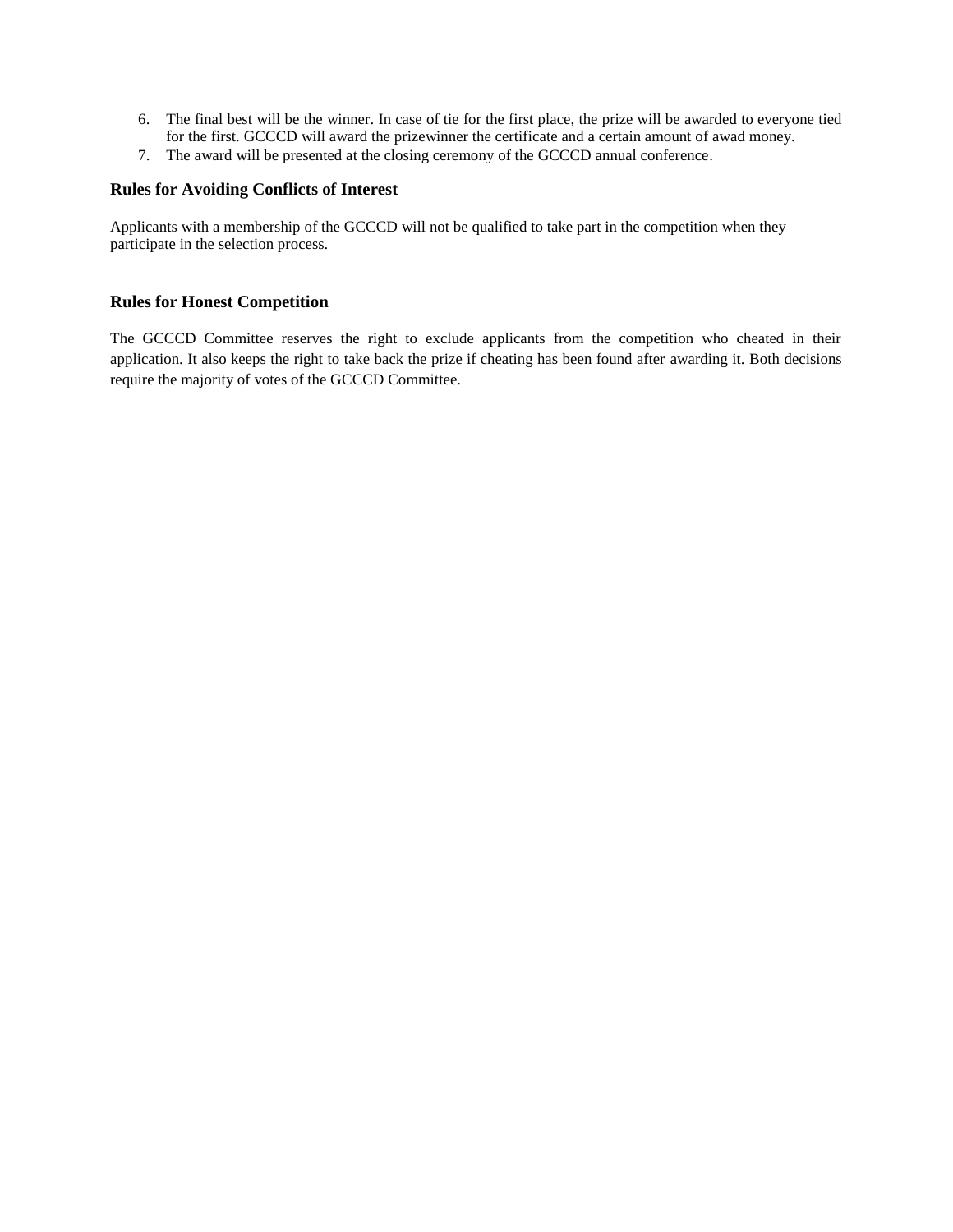6. The final best will be the winner. In case of tie for the first place, the prize will be awarded to everyone tied for the first. GCCCD will award the prizewinner the certificate and a certain amount of awad money.
7. The award will be presented at the closing ceremony of the GCCCD annual conference.

### Rules for Avoiding Conflicts of Interest

Applicants with a membership of the GCCCD will not be qualified to take part in the competition when they participate in the selection process.

### Rules for Honest Competition

The GCCCD Committee reserves the right to exclude applicants from the competition who cheated in their application. It also keeps the right to take back the prize if cheating has been found after awarding it. Both decisions require the majority of votes of the GCCCD Committee.